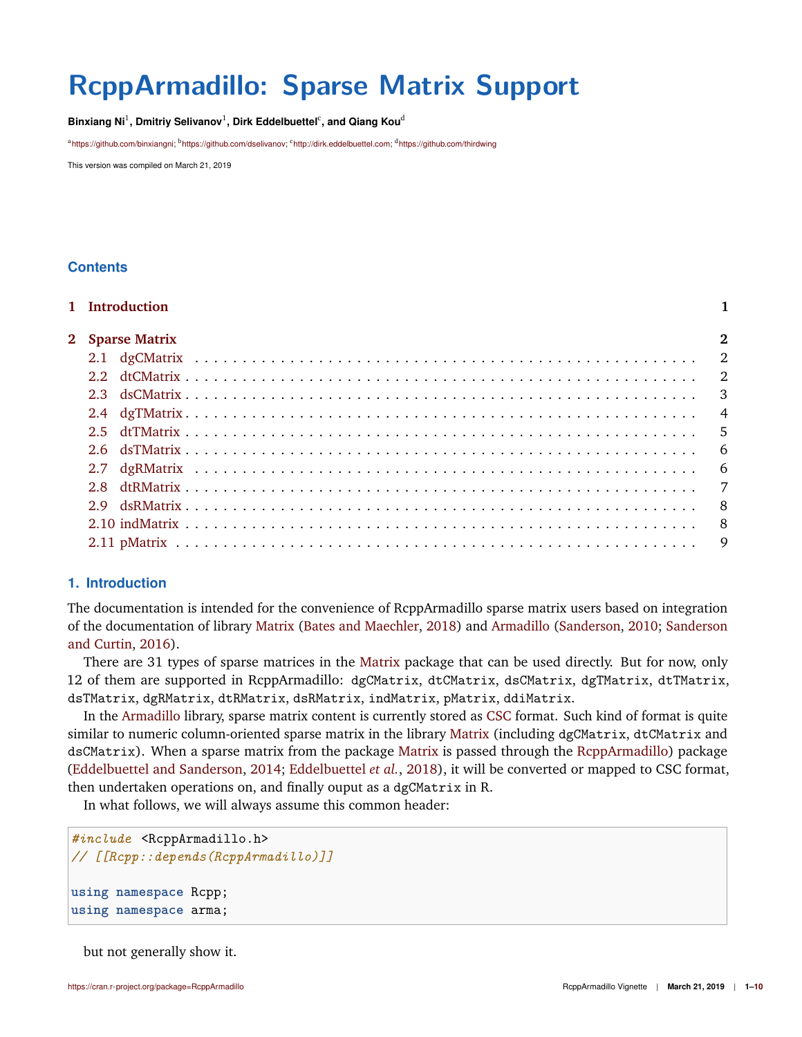# RcppArmadillo: Sparse Matrix Support

**Binxiang Ni[1], Dmitriy Selivanov[1], Dirk Eddelbuettel[c], and Qiang Kou[d]**

[a]https://github.com/binxiangni; [b]https://github.com/dselivanov; [c]http://dirk.eddelbuettel.com; [d]https://github.com/thirdwing

This version was compiled on March 21, 2019

## Contents

- 1 Introduction — 1
- 2 Sparse Matrix — 2
  - 2.1 dgCMatrix — 2
  - 2.2 dtCMatrix — 2
  - 2.3 dsCMatrix — 3
  - 2.4 dgTMatrix — 4
  - 2.5 dtTMatrix — 5
  - 2.6 dsTMatrix — 6
  - 2.7 dgRMatrix — 6
  - 2.8 dtRMatrix — 7
  - 2.9 dsRMatrix — 8
  - 2.10 indMatrix — 8
  - 2.11 pMatrix — 9

## 1. Introduction

The documentation is intended for the convenience of RcppArmadillo sparse matrix users based on integration of the documentation of library Matrix (Bates and Maechler, 2018) and Armadillo (Sanderson, 2010; Sanderson and Curtin, 2016).

There are 31 types of sparse matrices in the Matrix package that can be used directly. But for now, only 12 of them are supported in RcppArmadillo: `dgCMatrix`, `dtCMatrix`, `dsCMatrix`, `dgTMatrix`, `dtTMatrix`, `dsTMatrix`, `dgRMatrix`, `dtRMatrix`, `dsRMatrix`, `indMatrix`, `pMatrix`, `ddiMatrix`.

In the Armadillo library, sparse matrix content is currently stored as CSC format. Such kind of format is quite similar to numeric column-oriented sparse matrix in the library Matrix (including `dgCMatrix`, `dtCMatrix` and `dsCMatrix`). When a sparse matrix from the package Matrix is passed through the RcppArmadillo) package (Eddelbuettel and Sanderson, 2014; Eddelbuettel *et al.*, 2018), it will be converted or mapped to CSC format, then undertaken operations on, and finally ouput as a `dgCMatrix` in R.

In what follows, we will always assume this common header:

```
#include <RcppArmadillo.h>
// [[Rcpp::depends(RcppArmadillo)]]

using namespace Rcpp;
using namespace arma;
```

but not generally show it.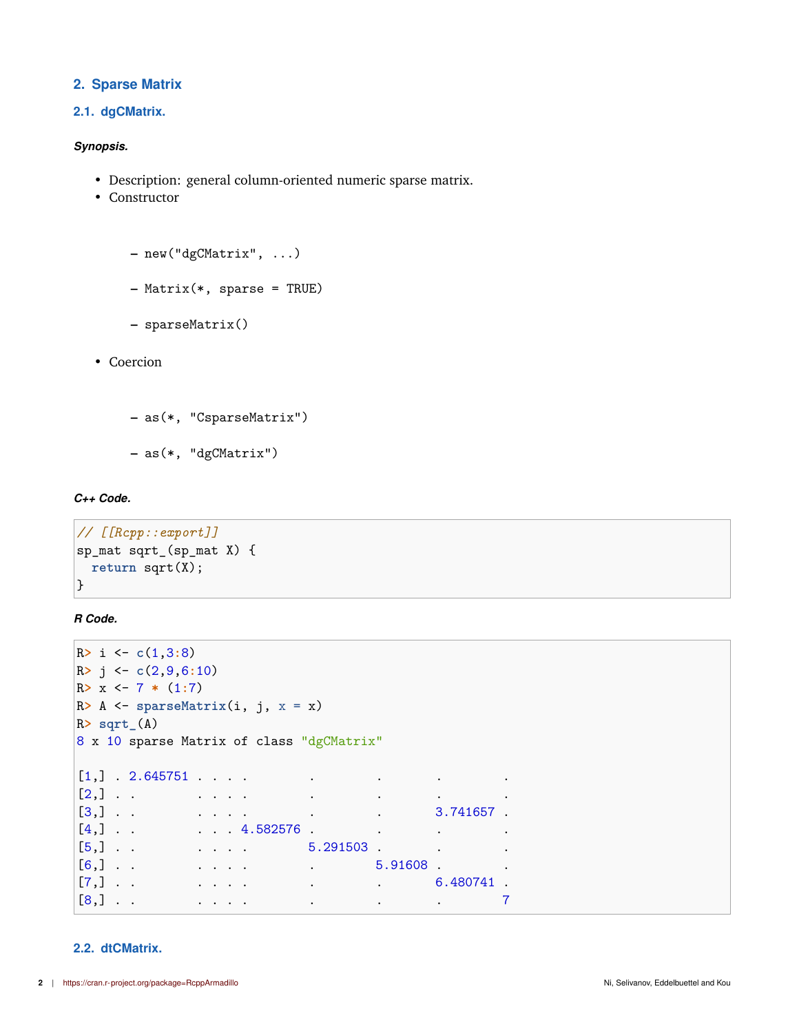## 2. Sparse Matrix

### 2.1. dgCMatrix.

***Synopsis.***

- Description: general column-oriented numeric sparse matrix.
- Constructor
  - `new("dgCMatrix", ...)`
  - `Matrix(*, sparse = TRUE)`
  - `sparseMatrix()`
- Coercion
  - `as(*, "CsparseMatrix")`
  - `as(*, "dgCMatrix")`

***C++ Code.***

```
// [[Rcpp::export]]
sp_mat sqrt_(sp_mat X) {
  return sqrt(X);
}
```

***R Code.***

```
R> i <- c(1,3:8)
R> j <- c(2,9,6:10)
R> x <- 7 * (1:7)
R> A <- sparseMatrix(i, j, x = x)
R> sqrt_(A)
8 x 10 sparse Matrix of class "dgCMatrix"

[1,] . 2.645751 . . . .        .        .       .        .
[2,] . .        . . . .        .        .       .        .
[3,] . .        . . . .        .        .       3.741657 .
[4,] . .        . . . 4.582576 .        .       .        .
[5,] . .        . . . .        5.291503 .       .        .
[6,] . .        . . . .        .        5.91608 .        .
[7,] . .        . . . .        .        .       6.480741 .
[8,] . .        . . . .        .        .       .        7
```

### 2.2. dtCMatrix.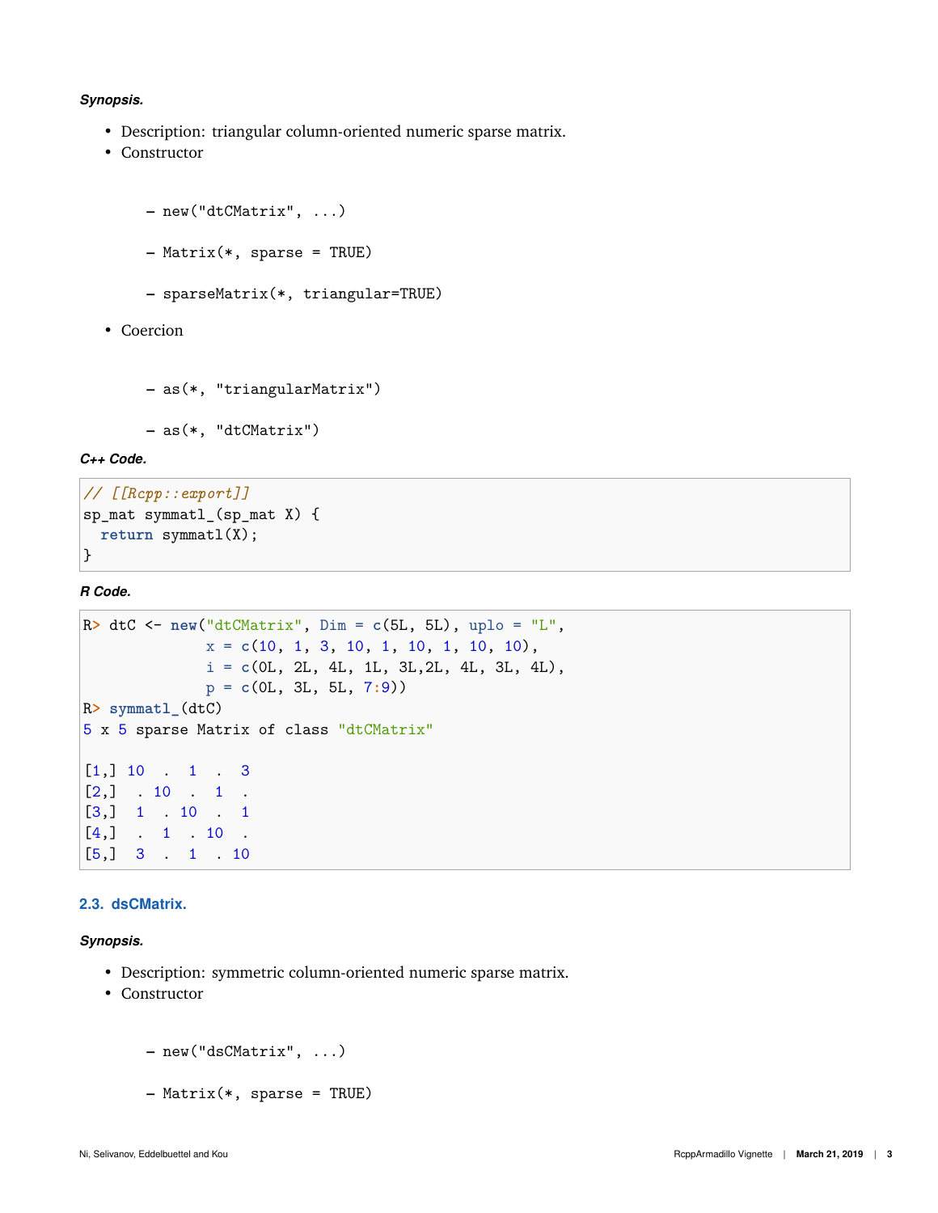***Synopsis.***

- Description: triangular column-oriented numeric sparse matrix.
- Constructor
  - `new("dtCMatrix", ...)`
  - `Matrix(*, sparse = TRUE)`
  - `sparseMatrix(*, triangular=TRUE)`
- Coercion
  - `as(*, "triangularMatrix")`
  - `as(*, "dtCMatrix")`

***C++ Code.***

```
// [[Rcpp::export]]
sp_mat symmatl_(sp_mat X) {
  return symmatl(X);
}
```

***R Code.***

```
R> dtC <- new("dtCMatrix", Dim = c(5L, 5L), uplo = "L",
              x = c(10, 1, 3, 10, 1, 10, 1, 10, 10),
              i = c(0L, 2L, 4L, 1L, 3L,2L, 4L, 3L, 4L),
              p = c(0L, 3L, 5L, 7:9))
R> symmatl_(dtC)
5 x 5 sparse Matrix of class "dtCMatrix"

[1,] 10  .  1  .  3
[2,]  . 10  .  1  .
[3,]  1  . 10  .  1
[4,]  .  1  . 10  .
[5,]  3  .  1  . 10
```

### 2.3. dsCMatrix.

***Synopsis.***

- Description: symmetric column-oriented numeric sparse matrix.
- Constructor
  - `new("dsCMatrix", ...)`
  - `Matrix(*, sparse = TRUE)`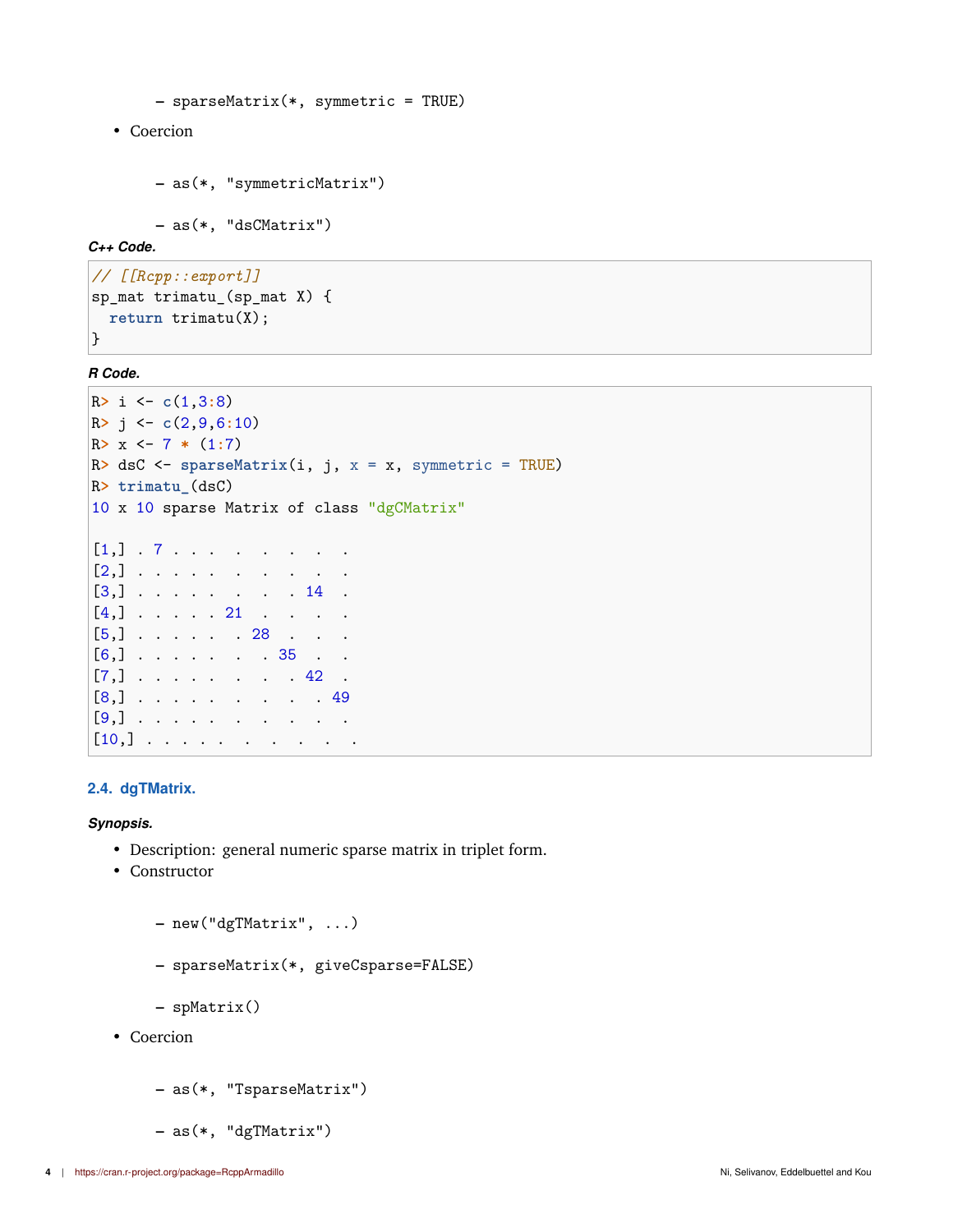- sparseMatrix(*, symmetric = TRUE)

- Coercion

  - as(*, "symmetricMatrix")

  - as(*, "dsCMatrix")

***C++ Code.***

```
// [[Rcpp::export]]
sp_mat trimatu_(sp_mat X) {
  return trimatu(X);
}
```

***R Code.***

```
R> i <- c(1,3:8)
R> j <- c(2,9,6:10)
R> x <- 7 * (1:7)
R> dsC <- sparseMatrix(i, j, x = x, symmetric = TRUE)
R> trimatu_(dsC)
10 x 10 sparse Matrix of class "dgCMatrix"

[1,] . 7 . . . .  .  .  .  .
[2,] . . . . . .  .  .  .  .
[3,] . . . . . .  .  . 14  .
[4,] . . . . . 21 .  .  .  .
[5,] . . . . . . 28  .  .  .
[6,] . . . . . .  . 35  .  .
[7,] . . . . . .  .  . 42  .
[8,] . . . . . .  .  .  . 49
[9,] . . . . . .  .  .  .  .
[10,] . . . . . .  .  .  .  .
```

### 2.4. dgTMatrix.

***Synopsis.***

- Description: general numeric sparse matrix in triplet form.
- Constructor

  - new("dgTMatrix", ...)

  - sparseMatrix(*, giveCsparse=FALSE)

  - spMatrix()

- Coercion

  - as(*, "TsparseMatrix")

  - as(*, "dgTMatrix")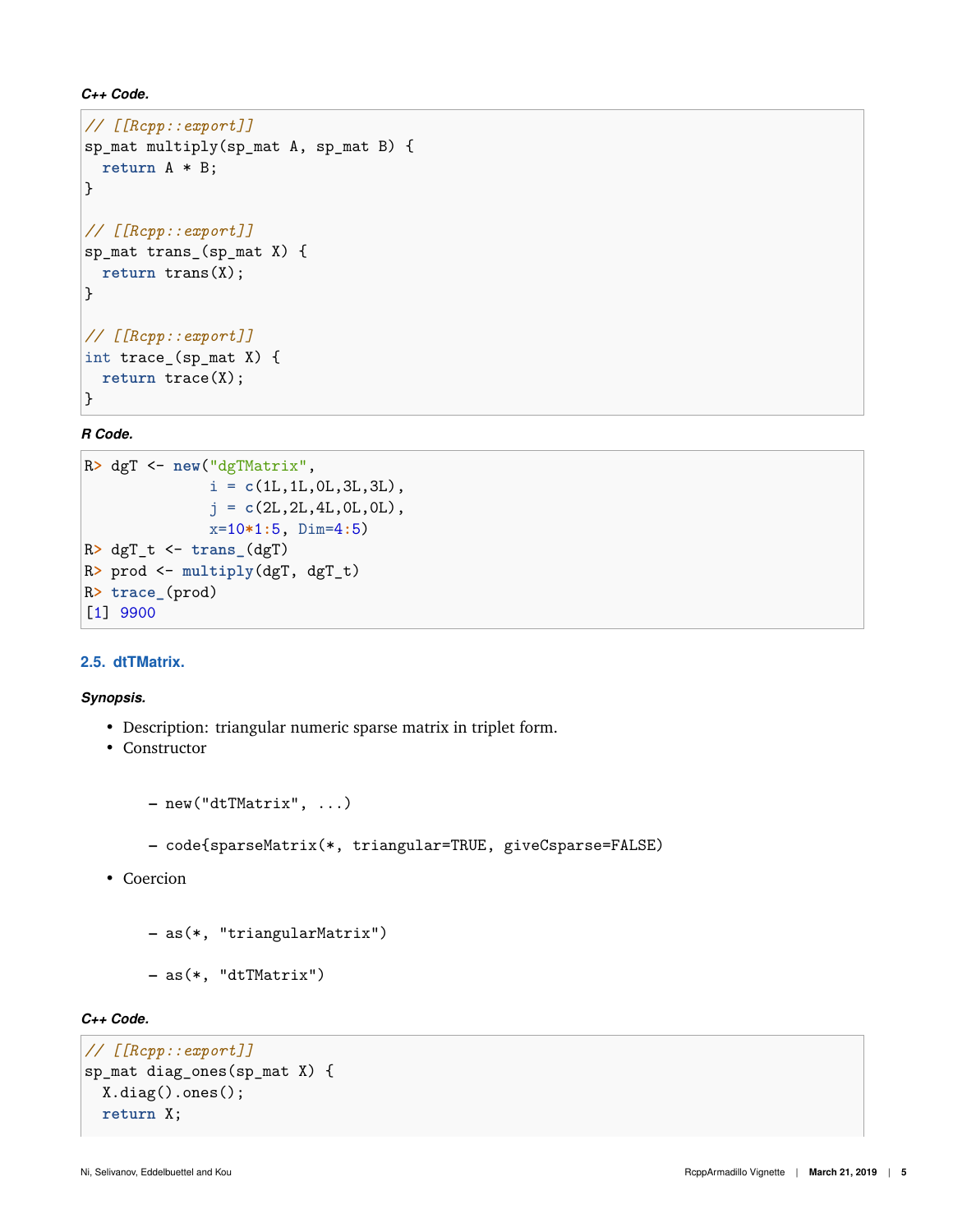***C++ Code.***

```
// [[Rcpp::export]]
sp_mat multiply(sp_mat A, sp_mat B) {
  return A * B;
}

// [[Rcpp::export]]
sp_mat trans_(sp_mat X) {
  return trans(X);
}

// [[Rcpp::export]]
int trace_(sp_mat X) {
  return trace(X);
}
```

***R Code.***

```
R> dgT <- new("dgTMatrix",
              i = c(1L,1L,0L,3L,3L),
              j = c(2L,2L,4L,0L,0L),
              x=10*1:5, Dim=4:5)
R> dgT_t <- trans_(dgT)
R> prod <- multiply(dgT, dgT_t)
R> trace_(prod)
[1] 9900
```

### 2.5. dtTMatrix.

***Synopsis.***

- Description: triangular numeric sparse matrix in triplet form.
- Constructor
  - `new("dtTMatrix", ...)`
  - `code{sparseMatrix(*, triangular=TRUE, giveCsparse=FALSE)`
- Coercion
  - `as(*, "triangularMatrix")`
  - `as(*, "dtTMatrix")`

***C++ Code.***

```
// [[Rcpp::export]]
sp_mat diag_ones(sp_mat X) {
  X.diag().ones();
  return X;
```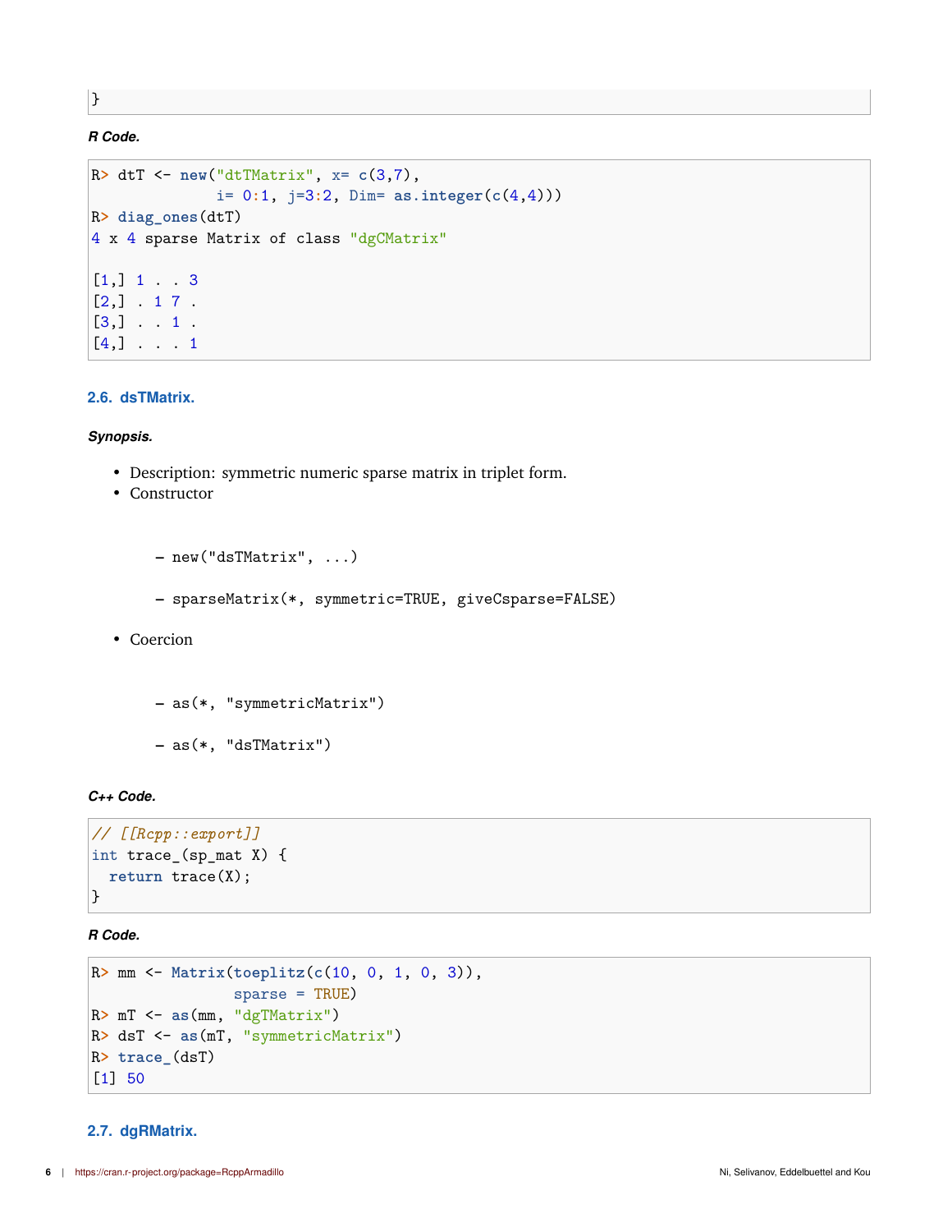```
}
```

***R Code.***

```
R> dtT <- new("dtTMatrix", x= c(3,7),
              i= 0:1, j=3:2, Dim= as.integer(c(4,4)))
R> diag_ones(dtT)
4 x 4 sparse Matrix of class "dgCMatrix"

[1,] 1 . . 3
[2,] . 1 7 .
[3,] . . 1 .
[4,] . . . 1
```

### 2.6. dsTMatrix.

***Synopsis.***

- Description: symmetric numeric sparse matrix in triplet form.
- Constructor
  - new("dsTMatrix", ...)
  - sparseMatrix(*, symmetric=TRUE, giveCsparse=FALSE)
- Coercion
  - as(*, "symmetricMatrix")
  - as(*, "dsTMatrix")

***C++ Code.***

```
// [[Rcpp::export]]
int trace_(sp_mat X) {
  return trace(X);
}
```

***R Code.***

```
R> mm <- Matrix(toeplitz(c(10, 0, 1, 0, 3)),
                sparse = TRUE)
R> mT <- as(mm, "dgTMatrix")
R> dsT <- as(mT, "symmetricMatrix")
R> trace_(dsT)
[1] 50
```

### 2.7. dgRMatrix.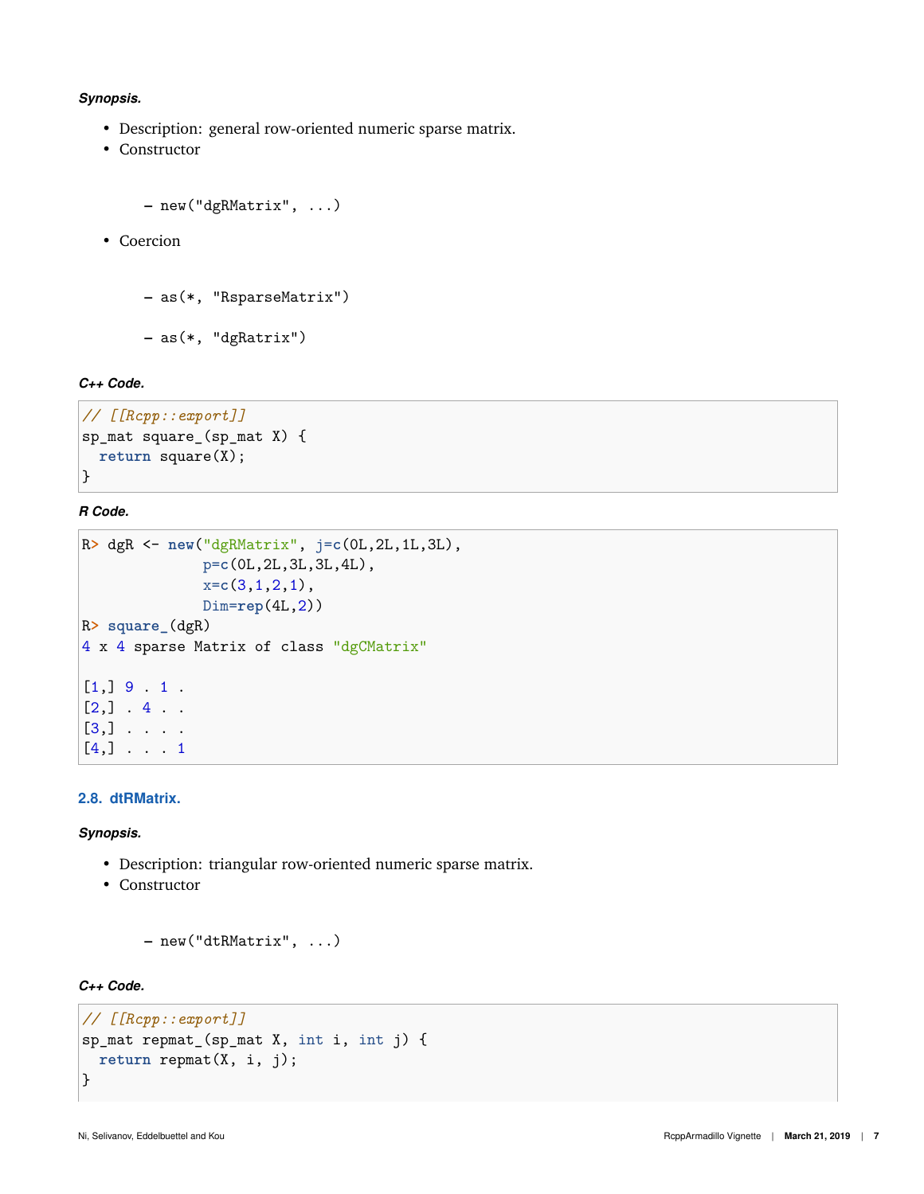***Synopsis.***

- Description: general row-oriented numeric sparse matrix.
- Constructor

  - `new("dgRMatrix", ...)`

- Coercion

  - `as(*, "RsparseMatrix")`

  - `as(*, "dgRatrix")`

***C++ Code.***

```
// [[Rcpp::export]]
sp_mat square_(sp_mat X) {
  return square(X);
}
```

***R Code.***

```
R> dgR <- new("dgRMatrix", j=c(0L,2L,1L,3L),
              p=c(0L,2L,3L,3L,4L),
              x=c(3,1,2,1),
              Dim=rep(4L,2))
R> square_(dgR)
4 x 4 sparse Matrix of class "dgCMatrix"

[1,] 9 . 1 .
[2,] . 4 . .
[3,] . . . .
[4,] . . . 1
```

### 2.8. dtRMatrix.

***Synopsis.***

- Description: triangular row-oriented numeric sparse matrix.
- Constructor

  - `new("dtRMatrix", ...)`

***C++ Code.***

```
// [[Rcpp::export]]
sp_mat repmat_(sp_mat X, int i, int j) {
  return repmat(X, i, j);
}
```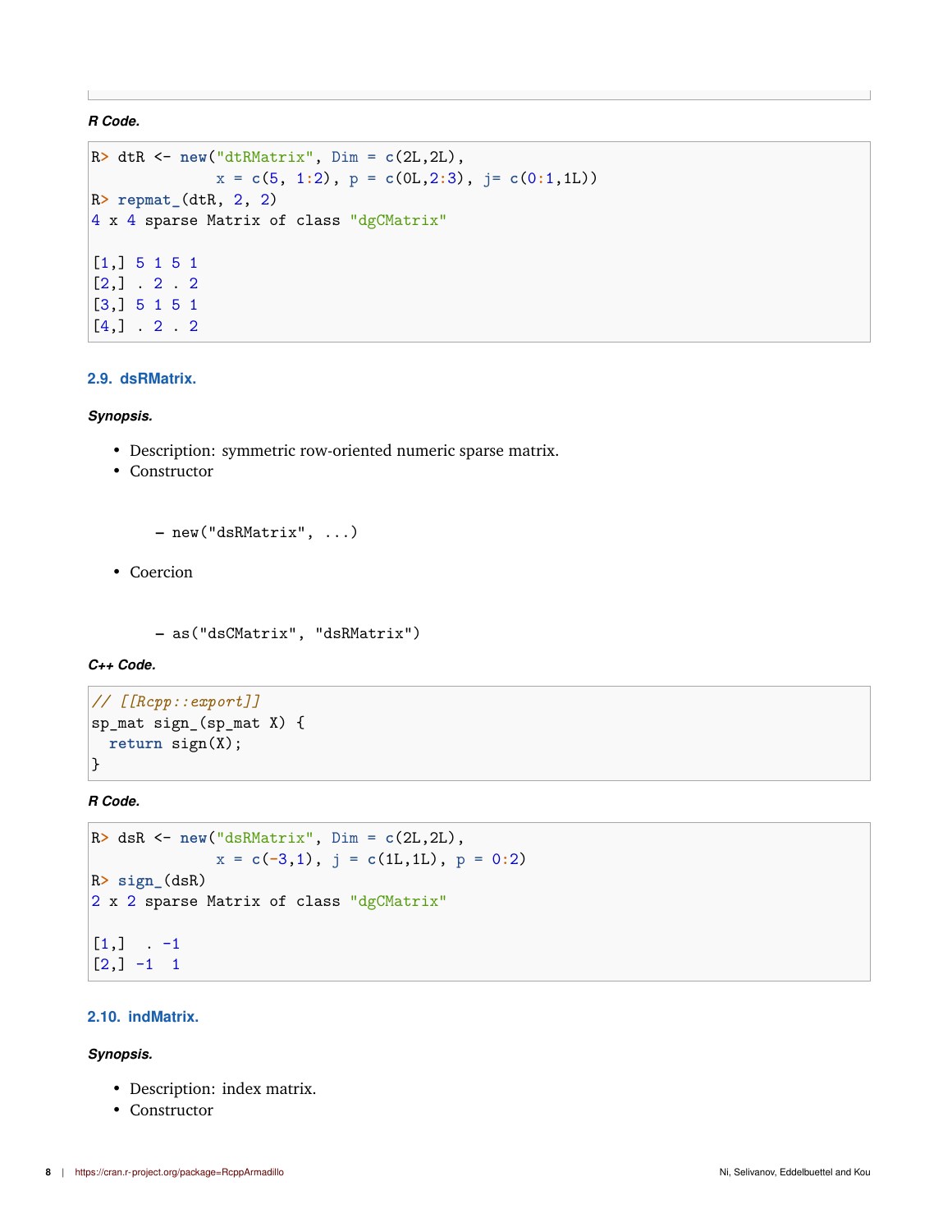***R Code.***

```
R> dtR <- new("dtRMatrix", Dim = c(2L,2L),
              x = c(5, 1:2), p = c(0L,2:3), j= c(0:1,1L))
R> repmat_(dtR, 2, 2)
4 x 4 sparse Matrix of class "dgCMatrix"

[1,] 5 1 5 1
[2,] . 2 . 2
[3,] 5 1 5 1
[4,] . 2 . 2
```

### 2.9. dsRMatrix.

***Synopsis.***

- Description: symmetric row-oriented numeric sparse matrix.
- Constructor
  - new("dsRMatrix", ...)
- Coercion
  - as("dsCMatrix", "dsRMatrix")

***C++ Code.***

```
// [[Rcpp::export]]
sp_mat sign_(sp_mat X) {
  return sign(X);
}
```

***R Code.***

```
R> dsR <- new("dsRMatrix", Dim = c(2L,2L),
              x = c(-3,1), j = c(1L,1L), p = 0:2)
R> sign_(dsR)
2 x 2 sparse Matrix of class "dgCMatrix"

[1,]  . -1
[2,] -1  1
```

### 2.10. indMatrix.

***Synopsis.***

- Description: index matrix.
- Constructor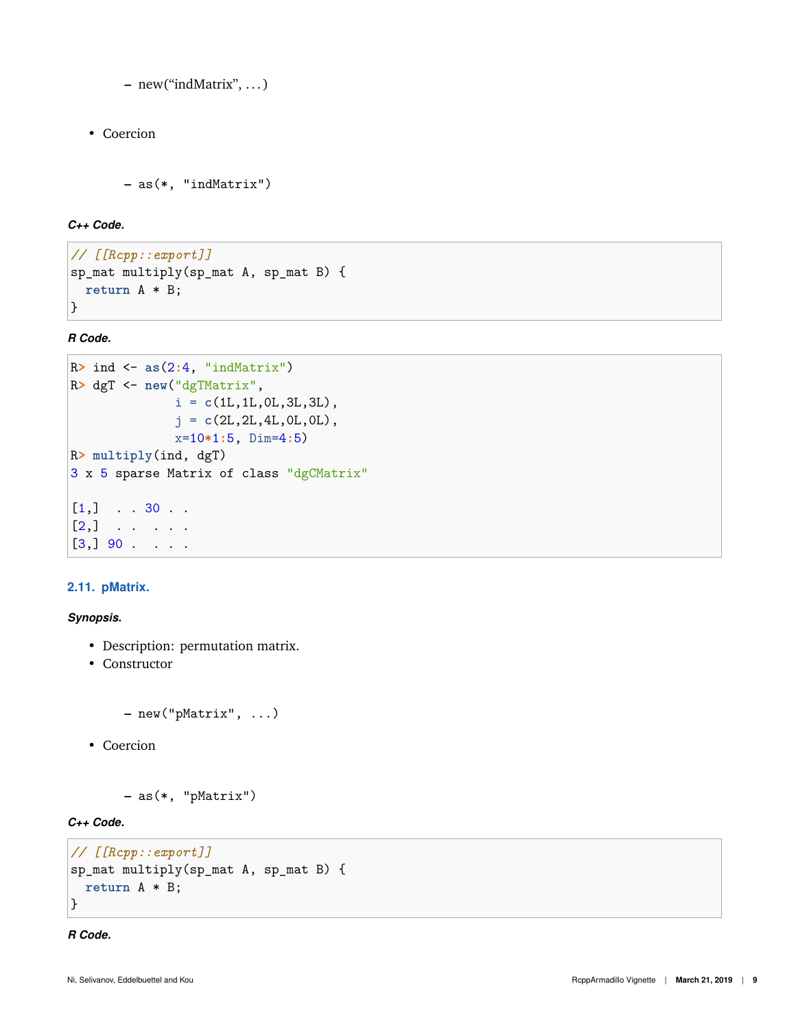- new("indMatrix", ...)

- Coercion

  - as(*, "indMatrix")

***C++ Code.***

```
// [[Rcpp::export]]
sp_mat multiply(sp_mat A, sp_mat B) {
  return A * B;
}
```

***R Code.***

```
R> ind <- as(2:4, "indMatrix")
R> dgT <- new("dgTMatrix",
              i = c(1L,1L,0L,3L,3L),
              j = c(2L,2L,4L,0L,0L),
              x=10*1:5, Dim=4:5)
R> multiply(ind, dgT)
3 x 5 sparse Matrix of class "dgCMatrix"

[1,]  . . 30 . .
[2,]  . .  . . .
[3,] 90 .  . . .
```

### 2.11. pMatrix.

***Synopsis.***

- Description: permutation matrix.
- Constructor

  - new("pMatrix", ...)

- Coercion

  - as(*, "pMatrix")

***C++ Code.***

```
// [[Rcpp::export]]
sp_mat multiply(sp_mat A, sp_mat B) {
  return A * B;
}
```

***R Code.***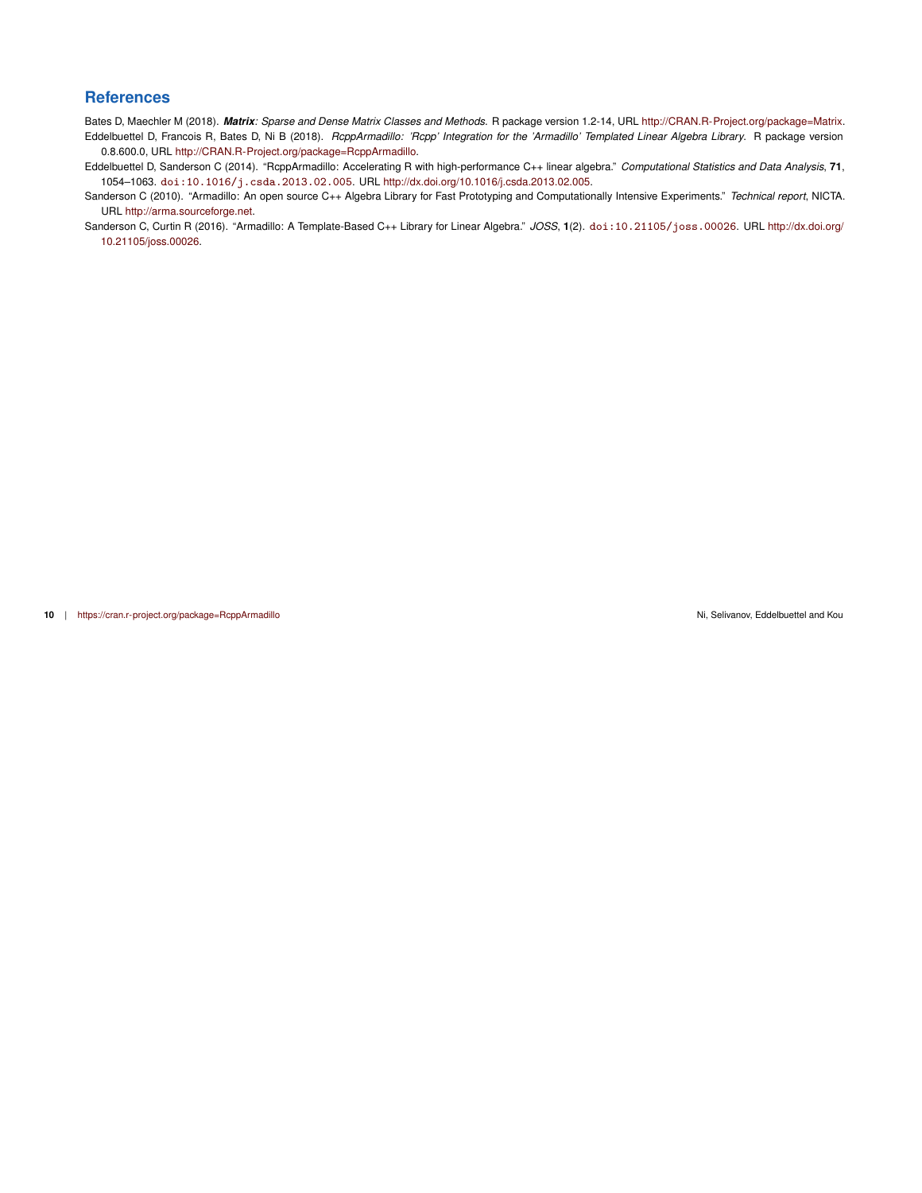## References

Bates D, Maechler M (2018). ***Matrix**: Sparse and Dense Matrix Classes and Methods.* R package version 1.2-14, URL http://CRAN.R-Project.org/package=Matrix.

Eddelbuettel D, Francois R, Bates D, Ni B (2018). *RcppArmadillo: 'Rcpp' Integration for the 'Armadillo' Templated Linear Algebra Library.* R package version 0.8.600.0, URL http://CRAN.R-Project.org/package=RcppArmadillo.

Eddelbuettel D, Sanderson C (2014). "RcppArmadillo: Accelerating R with high-performance C++ linear algebra." *Computational Statistics and Data Analysis*, **71**, 1054–1063. `doi:10.1016/j.csda.2013.02.005`. URL http://dx.doi.org/10.1016/j.csda.2013.02.005.

Sanderson C (2010). "Armadillo: An open source C++ Algebra Library for Fast Prototyping and Computationally Intensive Experiments." *Technical report*, NICTA. URL http://arma.sourceforge.net.

Sanderson C, Curtin R (2016). "Armadillo: A Template-Based C++ Library for Linear Algebra." *JOSS*, **1**(2). `doi:10.21105/joss.00026`. URL http://dx.doi.org/10.21105/joss.00026.